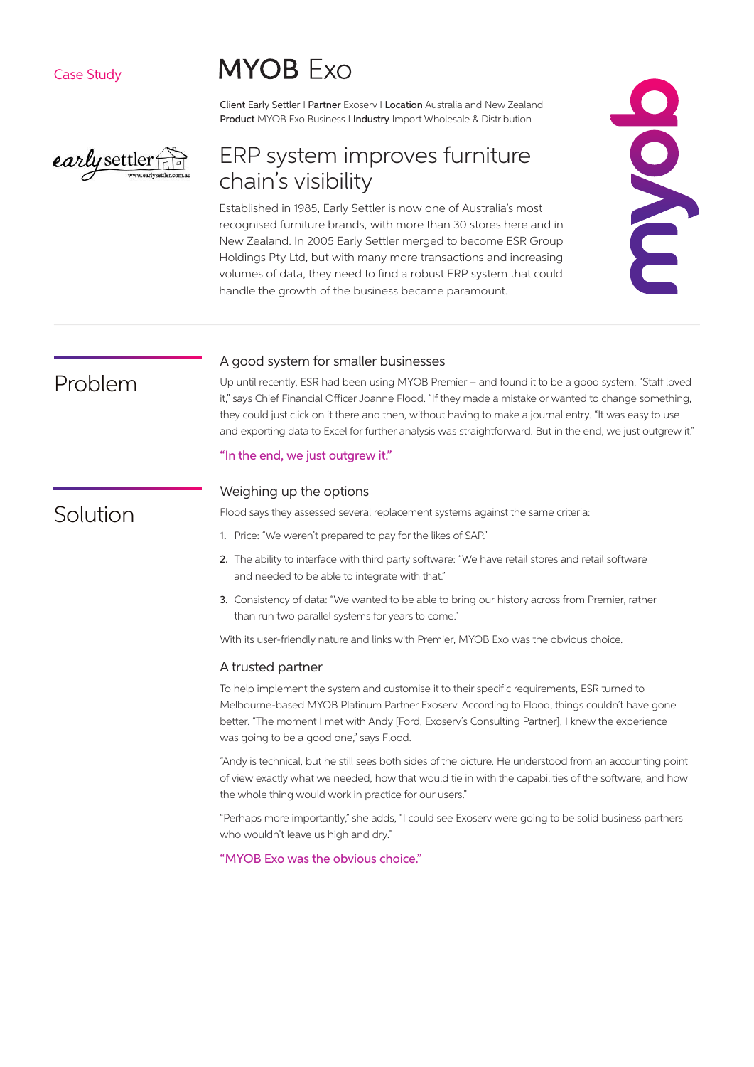Case Study

# MYOB Exo

**Client** Early Settler | **Partner** Exoserv | **Location** Australia and New Zealand
**Product** MYOB Exo Business | **Industry** Import Wholesale & Distribution

## ERP system improves furniture chain's visibility

Established in 1985, Early Settler is now one of Australia's most recognised furniture brands, with more than 30 stores here and in New Zealand. In 2005 Early Settler merged to become ESR Group Holdings Pty Ltd, but with many more transactions and increasing volumes of data, they need to find a robust ERP system that could handle the growth of the business became paramount.

## Problem

### A good system for smaller businesses

Up until recently, ESR had been using MYOB Premier – and found it to be a good system. "Staff loved it," says Chief Financial Officer Joanne Flood. "If they made a mistake or wanted to change something, they could just click on it there and then, without having to make a journal entry. "It was easy to use and exporting data to Excel for further analysis was straightforward. But in the end, we just outgrew it."

"In the end, we just outgrew it."

## Solution

### Weighing up the options

Flood says they assessed several replacement systems against the same criteria:

1. Price: "We weren't prepared to pay for the likes of SAP."
2. The ability to interface with third party software: "We have retail stores and retail software and needed to be able to integrate with that."
3. Consistency of data: "We wanted to be able to bring our history across from Premier, rather than run two parallel systems for years to come."

With its user-friendly nature and links with Premier, MYOB Exo was the obvious choice.

### A trusted partner

To help implement the system and customise it to their specific requirements, ESR turned to Melbourne-based MYOB Platinum Partner Exoserv. According to Flood, things couldn't have gone better. "The moment I met with Andy [Ford, Exoserv's Consulting Partner], I knew the experience was going to be a good one," says Flood.

"Andy is technical, but he still sees both sides of the picture. He understood from an accounting point of view exactly what we needed, how that would tie in with the capabilities of the software, and how the whole thing would work in practice for our users."

"Perhaps more importantly," she adds, "I could see Exoserv were going to be solid business partners who wouldn't leave us high and dry."

"MYOB Exo was the obvious choice."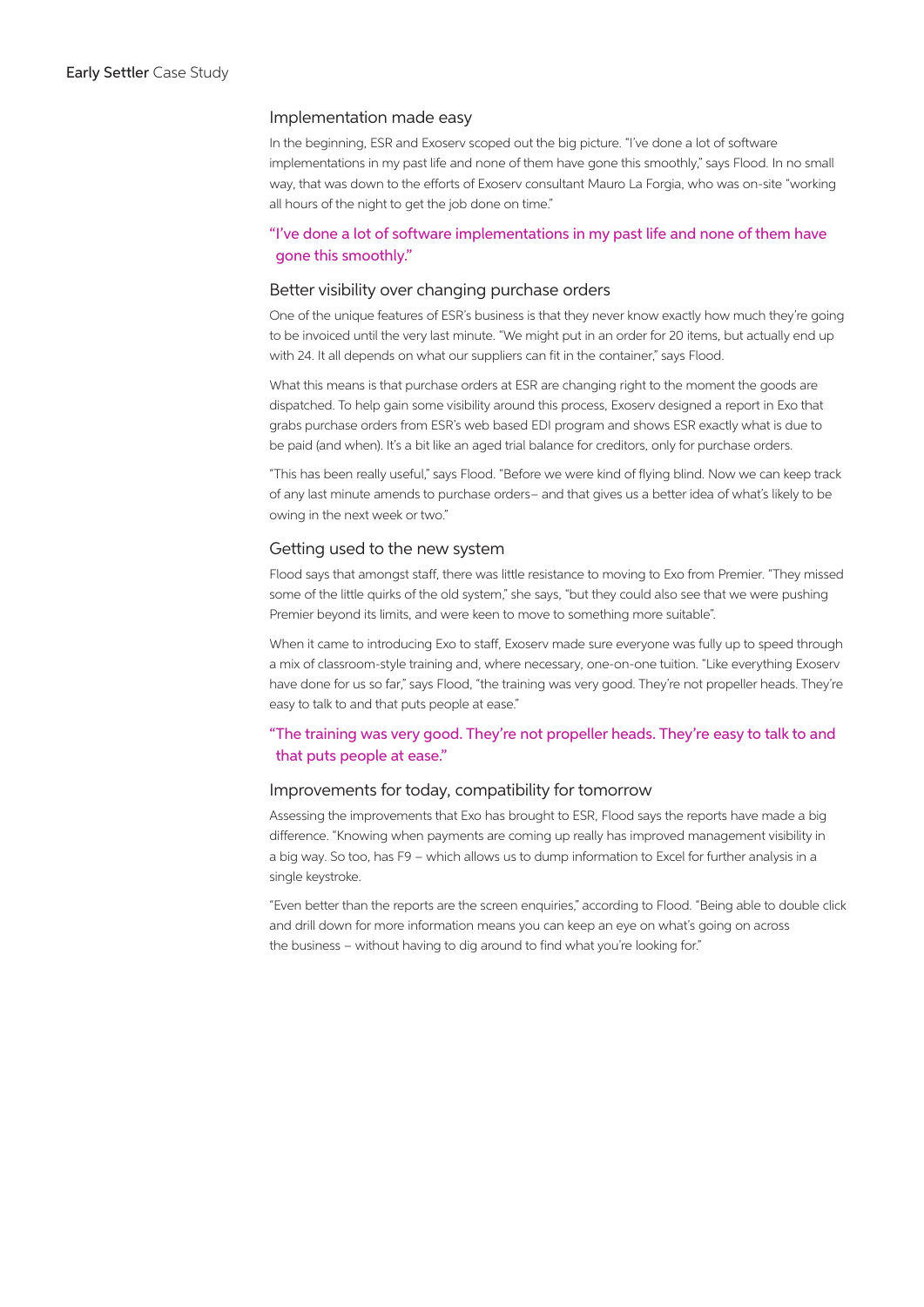## Implementation made easy

In the beginning, ESR and Exoserv scoped out the big picture. "I've done a lot of software implementations in my past life and none of them have gone this smoothly," says Flood. In no small way, that was down to the efforts of Exoserv consultant Mauro La Forgia, who was on-site "working all hours of the night to get the job done on time."

> "I've done a lot of software implementations in my past life and none of them have gone this smoothly."

## Better visibility over changing purchase orders

One of the unique features of ESR's business is that they never know exactly how much they're going to be invoiced until the very last minute. "We might put in an order for 20 items, but actually end up with 24. It all depends on what our suppliers can fit in the container," says Flood.

What this means is that purchase orders at ESR are changing right to the moment the goods are dispatched. To help gain some visibility around this process, Exoserv designed a report in Exo that grabs purchase orders from ESR's web based EDI program and shows ESR exactly what is due to be paid (and when). It's a bit like an aged trial balance for creditors, only for purchase orders.

"This has been really useful," says Flood. "Before we were kind of flying blind. Now we can keep track of any last minute amends to purchase orders– and that gives us a better idea of what's likely to be owing in the next week or two."

## Getting used to the new system

Flood says that amongst staff, there was little resistance to moving to Exo from Premier. "They missed some of the little quirks of the old system," she says, "but they could also see that we were pushing Premier beyond its limits, and were keen to move to something more suitable".

When it came to introducing Exo to staff, Exoserv made sure everyone was fully up to speed through a mix of classroom-style training and, where necessary, one-on-one tuition. "Like everything Exoserv have done for us so far," says Flood, "the training was very good. They're not propeller heads. They're easy to talk to and that puts people at ease."

> "The training was very good. They're not propeller heads. They're easy to talk to and that puts people at ease."

## Improvements for today, compatibility for tomorrow

Assessing the improvements that Exo has brought to ESR, Flood says the reports have made a big difference. "Knowing when payments are coming up really has improved management visibility in a big way. So too, has F9 – which allows us to dump information to Excel for further analysis in a single keystroke.

"Even better than the reports are the screen enquiries," according to Flood. "Being able to double click and drill down for more information means you can keep an eye on what's going on across the business – without having to dig around to find what you're looking for."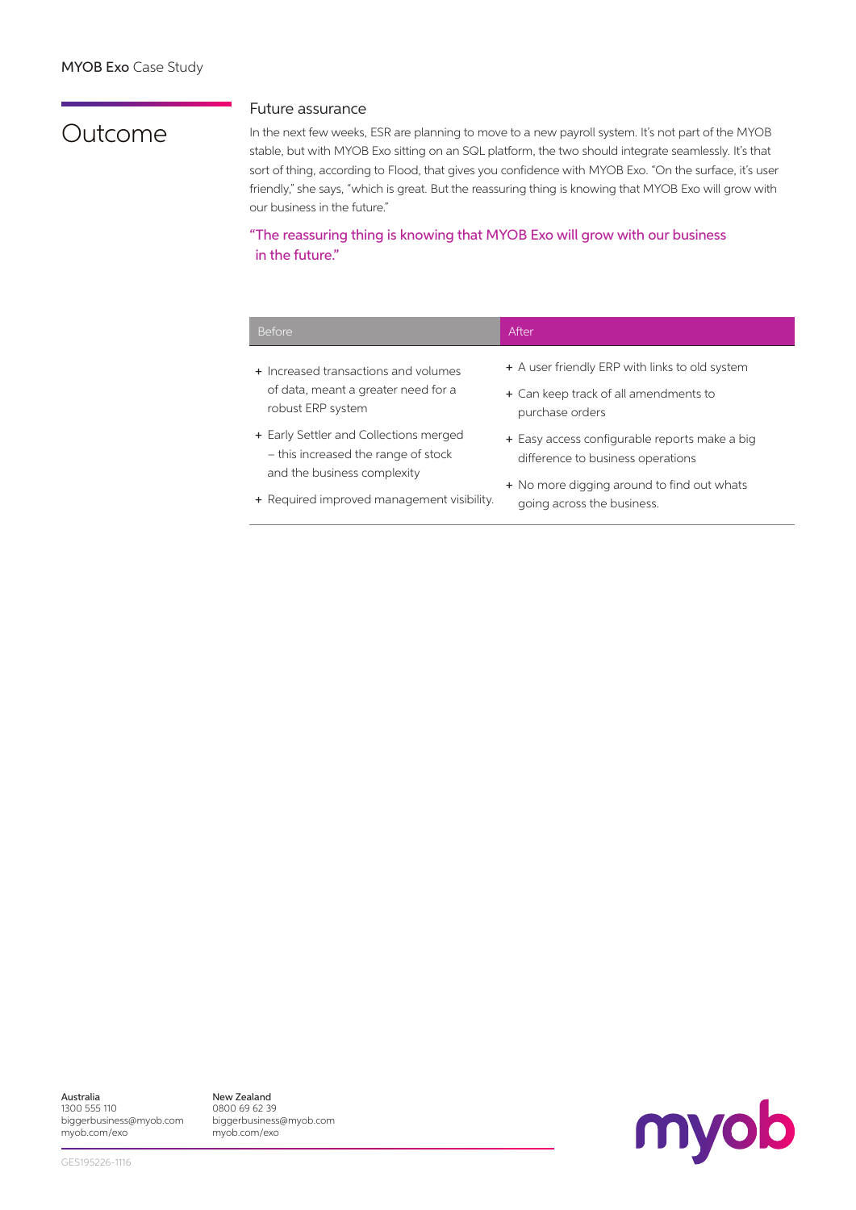# Outcome

## Future assurance

In the next few weeks, ESR are planning to move to a new payroll system. It's not part of the MYOB stable, but with MYOB Exo sitting on an SQL platform, the two should integrate seamlessly. It's that sort of thing, according to Flood, that gives you confidence with MYOB Exo. "On the surface, it's user friendly," she says, "which is great. But the reassuring thing is knowing that MYOB Exo will grow with our business in the future."

"The reassuring thing is knowing that MYOB Exo will grow with our business in the future."

| Before | After |
| --- | --- |
| + Increased transactions and volumes of data, meant a greater need for a robust ERP system<br>+ Early Settler and Collections merged – this increased the range of stock and the business complexity<br>+ Required improved management visibility. | + A user friendly ERP with links to old system<br>+ Can keep track of all amendments to purchase orders<br>+ Easy access configurable reports make a big difference to business operations<br>+ No more digging around to find out whats going across the business. |

**Australia**
1300 555 110
biggerbusiness@myob.com
myob.com/exo

**New Zealand**
0800 69 62 39
biggerbusiness@myob.com
myob.com/exo

GES195226-1116